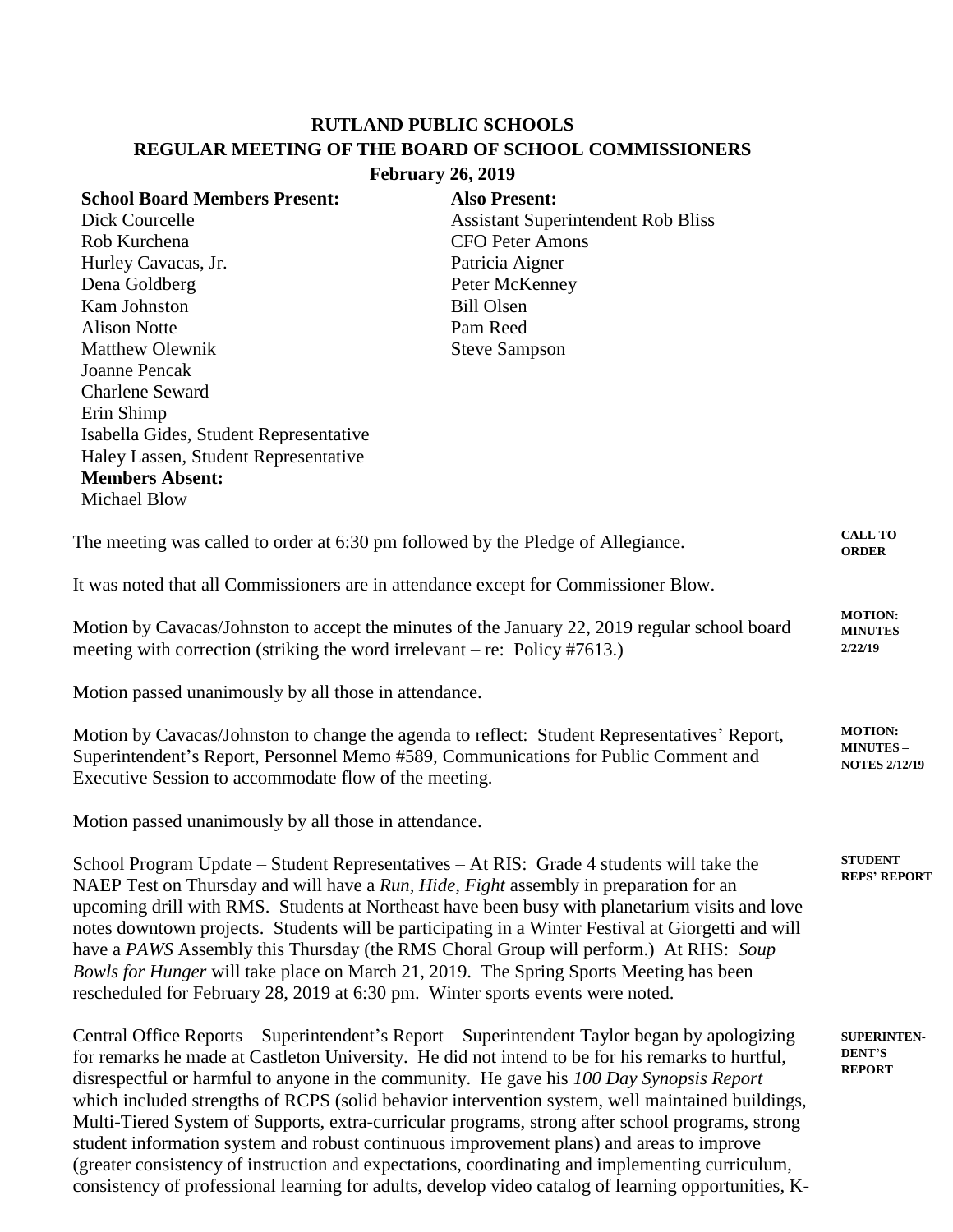# RUTLAND PUBLIC SCHOOLS
## REGULAR MEETING OF THE BOARD OF SCHOOL COMMISSIONERS
**February 26, 2019**

**School Board Members Present:**
Dick Courcelle
Rob Kurchena
Hurley Cavacas, Jr.
Dena Goldberg
Kam Johnston
Alison Notte
Matthew Olewnik
Joanne Pencak
Charlene Seward
Erin Shimp
Isabella Gides, Student Representative
Haley Lassen, Student Representative

**Members Absent:**
Michael Blow

**Also Present:**
Assistant Superintendent Rob Bliss
CFO Peter Amons
Patricia Aigner
Peter McKenney
Bill Olsen
Pam Reed
Steve Sampson

**CALL TO ORDER**

The meeting was called to order at 6:30 pm followed by the Pledge of Allegiance.

It was noted that all Commissioners are in attendance except for Commissioner Blow.

**MOTION: MINUTES 2/22/19**

Motion by Cavacas/Johnston to accept the minutes of the January 22, 2019 regular school board meeting with correction (striking the word irrelevant – re: Policy #7613.)

Motion passed unanimously by all those in attendance.

**MOTION: MINUTES – NOTES 2/12/19**

Motion by Cavacas/Johnston to change the agenda to reflect: Student Representatives' Report, Superintendent's Report, Personnel Memo #589, Communications for Public Comment and Executive Session to accommodate flow of the meeting.

Motion passed unanimously by all those in attendance.

**STUDENT REPS' REPORT**

School Program Update – Student Representatives – At RIS: Grade 4 students will take the NAEP Test on Thursday and will have a *Run, Hide, Fight* assembly in preparation for an upcoming drill with RMS. Students at Northeast have been busy with planetarium visits and love notes downtown projects. Students will be participating in a Winter Festival at Giorgetti and will have a *PAWS* Assembly this Thursday (the RMS Choral Group will perform.) At RHS: *Soup Bowls for Hunger* will take place on March 21, 2019. The Spring Sports Meeting has been rescheduled for February 28, 2019 at 6:30 pm. Winter sports events were noted.

**SUPERINTENDENT'S REPORT**

Central Office Reports – Superintendent's Report – Superintendent Taylor began by apologizing for remarks he made at Castleton University. He did not intend to be for his remarks to hurtful, disrespectful or harmful to anyone in the community. He gave his *100 Day Synopsis Report* which included strengths of RCPS (solid behavior intervention system, well maintained buildings, Multi-Tiered System of Supports, extra-curricular programs, strong after school programs, strong student information system and robust continuous improvement plans) and areas to improve (greater consistency of instruction and expectations, coordinating and implementing curriculum, consistency of professional learning for adults, develop video catalog of learning opportunities, K-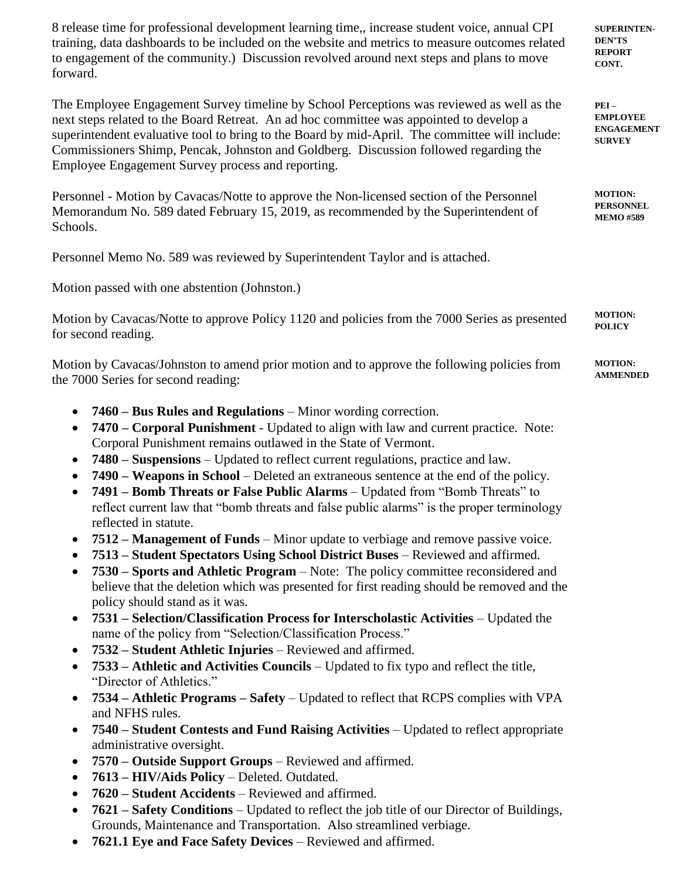8 release time for professional development learning time,, increase student voice, annual CPI training, data dashboards to be included on the website and metrics to measure outcomes related to engagement of the community.) Discussion revolved around next steps and plans to move forward.

**SUPERINTENDENT'S REPORT CONT.**

**PEI – EMPLOYEE ENGAGEMENT SURVEY**

The Employee Engagement Survey timeline by School Perceptions was reviewed as well as the next steps related to the Board Retreat. An ad hoc committee was appointed to develop a superintendent evaluative tool to bring to the Board by mid-April. The committee will include: Commissioners Shimp, Pencak, Johnston and Goldberg. Discussion followed regarding the Employee Engagement Survey process and reporting.

**MOTION: PERSONNEL MEMO #589**

Personnel - Motion by Cavacas/Notte to approve the Non-licensed section of the Personnel Memorandum No. 589 dated February 15, 2019, as recommended by the Superintendent of Schools.

Personnel Memo No. 589 was reviewed by Superintendent Taylor and is attached.

Motion passed with one abstention (Johnston.)

**MOTION: POLICY**

Motion by Cavacas/Notte to approve Policy 1120 and policies from the 7000 Series as presented for second reading.

**MOTION: AMMENDED**

Motion by Cavacas/Johnston to amend prior motion and to approve the following policies from the 7000 Series for second reading:

- **7460 – Bus Rules and Regulations** – Minor wording correction.
- **7470 – Corporal Punishment** - Updated to align with law and current practice. Note: Corporal Punishment remains outlawed in the State of Vermont.
- **7480 – Suspensions** – Updated to reflect current regulations, practice and law.
- **7490 – Weapons in School** – Deleted an extraneous sentence at the end of the policy.
- **7491 – Bomb Threats or False Public Alarms** – Updated from "Bomb Threats" to reflect current law that "bomb threats and false public alarms" is the proper terminology reflected in statute.
- **7512 – Management of Funds** – Minor update to verbiage and remove passive voice.
- **7513 – Student Spectators Using School District Buses** – Reviewed and affirmed.
- **7530 – Sports and Athletic Program** – Note: The policy committee reconsidered and believe that the deletion which was presented for first reading should be removed and the policy should stand as it was.
- **7531 – Selection/Classification Process for Interscholastic Activities** – Updated the name of the policy from "Selection/Classification Process."
- **7532 – Student Athletic Injuries** – Reviewed and affirmed.
- **7533 – Athletic and Activities Councils** – Updated to fix typo and reflect the title, "Director of Athletics."
- **7534 – Athletic Programs – Safety** – Updated to reflect that RCPS complies with VPA and NFHS rules.
- **7540 – Student Contests and Fund Raising Activities** – Updated to reflect appropriate administrative oversight.
- **7570 – Outside Support Groups** – Reviewed and affirmed.
- **7613 – HIV/Aids Policy** – Deleted. Outdated.
- **7620 – Student Accidents** – Reviewed and affirmed.
- **7621 – Safety Conditions** – Updated to reflect the job title of our Director of Buildings, Grounds, Maintenance and Transportation. Also streamlined verbiage.
- **7621.1 Eye and Face Safety Devices** – Reviewed and affirmed.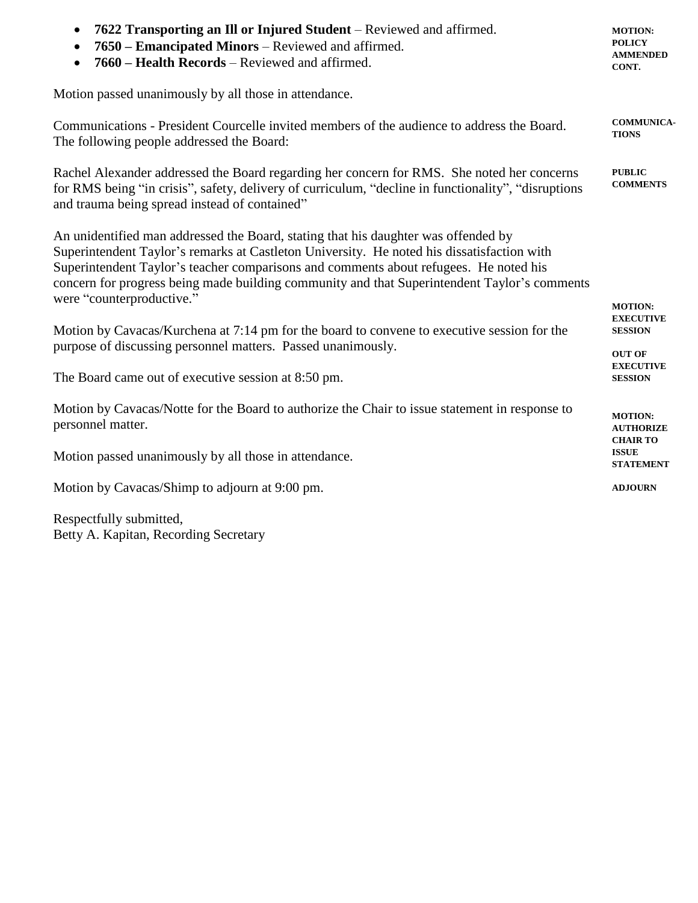- **7622 Transporting an Ill or Injured Student** – Reviewed and affirmed.
- **7650 – Emancipated Minors** – Reviewed and affirmed.
- **7660 – Health Records** – Reviewed and affirmed.

**MOTION: POLICY AMMENDED CONT.**

Motion passed unanimously by all those in attendance.

**COMMUNICATIONS**

Communications - President Courcelle invited members of the audience to address the Board. The following people addressed the Board:

**PUBLIC COMMENTS**

Rachel Alexander addressed the Board regarding her concern for RMS. She noted her concerns for RMS being "in crisis", safety, delivery of curriculum, "decline in functionality", "disruptions and trauma being spread instead of contained"

An unidentified man addressed the Board, stating that his daughter was offended by Superintendent Taylor's remarks at Castleton University. He noted his dissatisfaction with Superintendent Taylor's teacher comparisons and comments about refugees. He noted his concern for progress being made building community and that Superintendent Taylor's comments were "counterproductive."

**MOTION: EXECUTIVE SESSION**

Motion by Cavacas/Kurchena at 7:14 pm for the board to convene to executive session for the purpose of discussing personnel matters. Passed unanimously.

**OUT OF EXECUTIVE SESSION**

The Board came out of executive session at 8:50 pm.

**MOTION: AUTHORIZE CHAIR TO ISSUE STATEMENT**

Motion by Cavacas/Notte for the Board to authorize the Chair to issue statement in response to personnel matter.

Motion passed unanimously by all those in attendance.

**ADJOURN**

Motion by Cavacas/Shimp to adjourn at 9:00 pm.

Respectfully submitted,
Betty A. Kapitan, Recording Secretary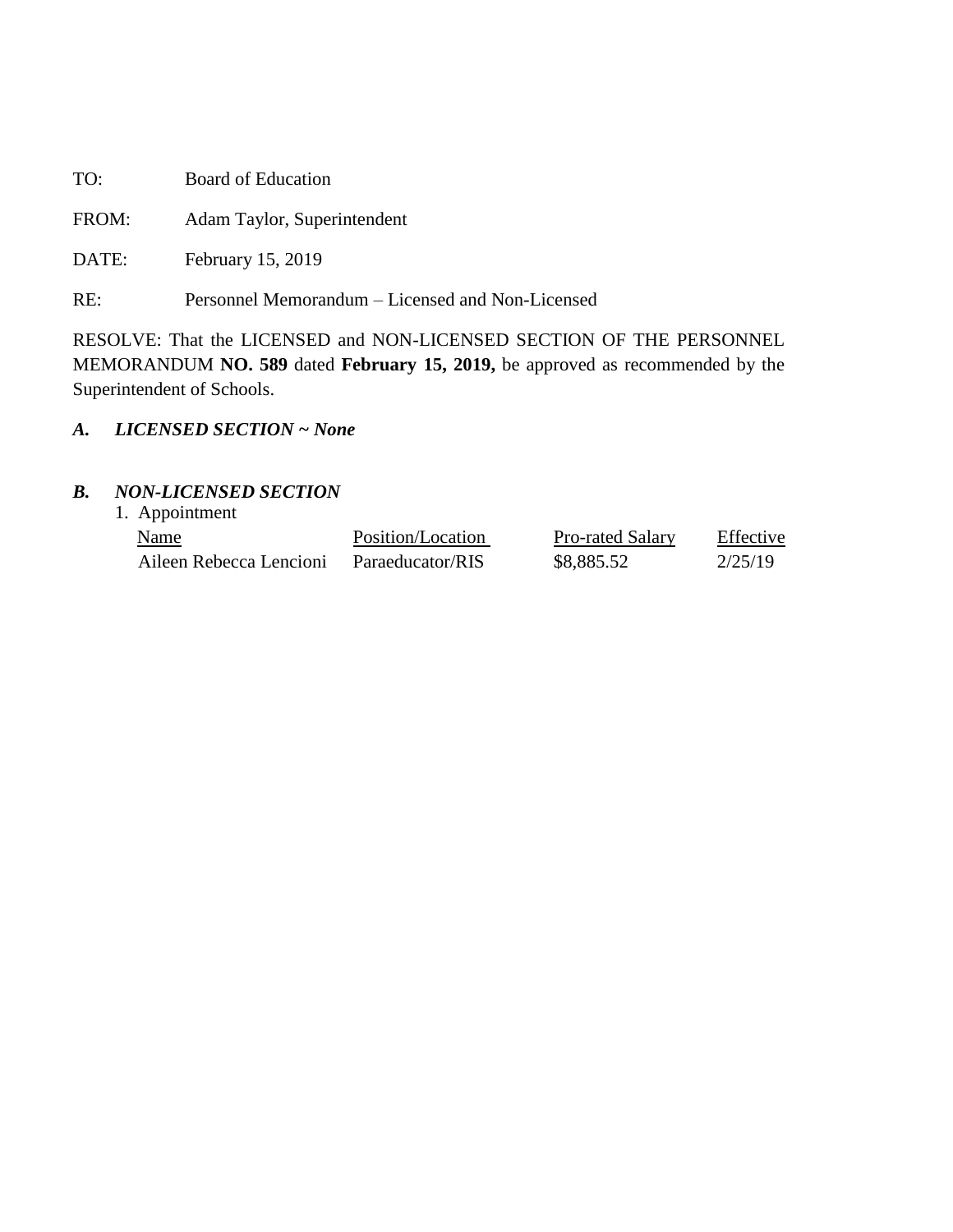TO: Board of Education

FROM: Adam Taylor, Superintendent

DATE: February 15, 2019

RE: Personnel Memorandum – Licensed and Non-Licensed

RESOLVE: That the LICENSED and NON-LICENSED SECTION OF THE PERSONNEL MEMORANDUM **NO. 589** dated **February 15, 2019,** be approved as recommended by the Superintendent of Schools.

***A. LICENSED SECTION ~ None***

***B. NON-LICENSED SECTION***

1. Appointment

| Name | Position/Location | Pro-rated Salary | Effective |
|---|---|---|---|
| Aileen Rebecca Lencioni | Paraeducator/RIS | $8,885.52 | 2/25/19 |